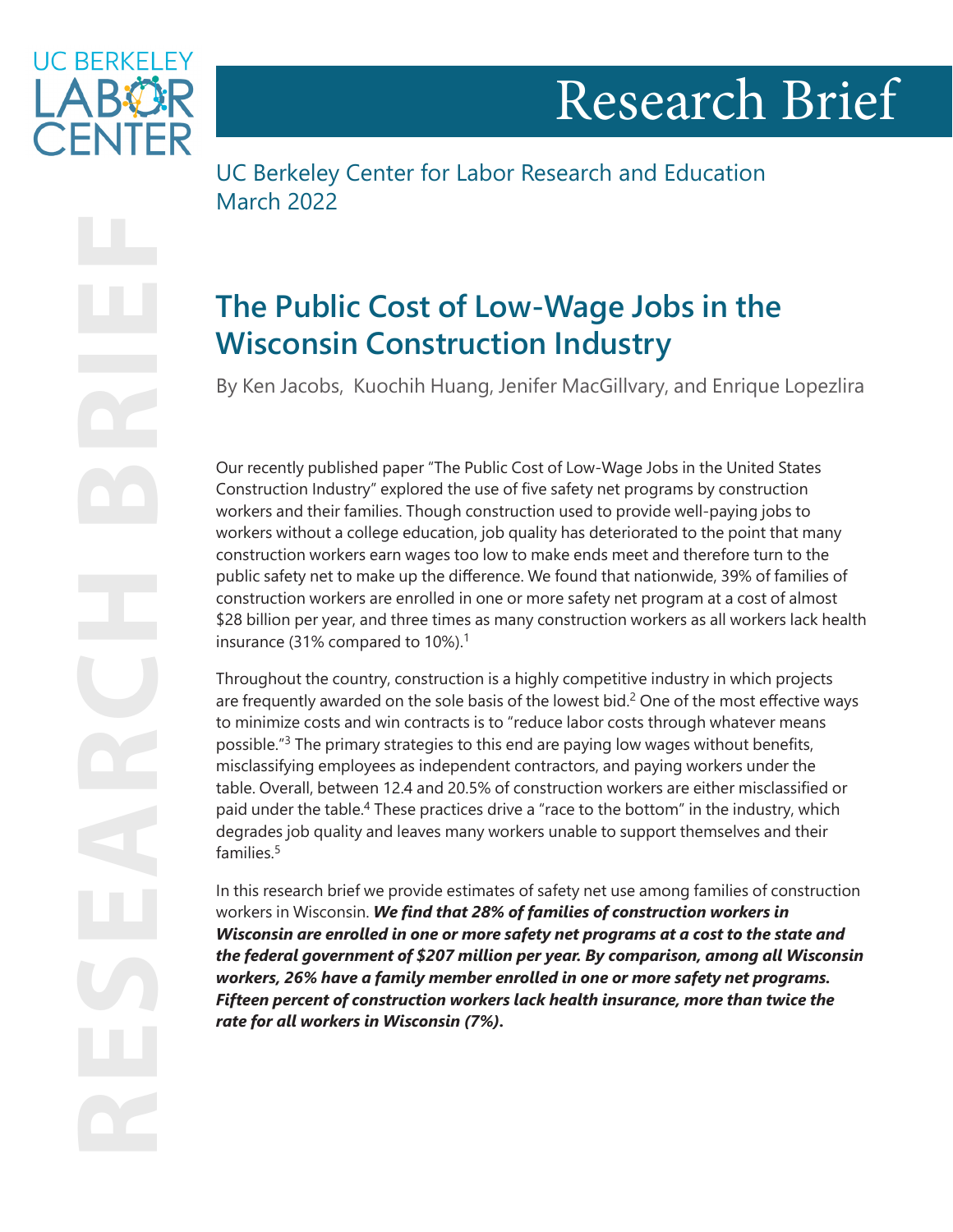UC BERKELEY LABOR CENTER

# Research Brief

UC Berkeley Center for Labor Research and Education
March 2022

## The Public Cost of Low-Wage Jobs in the Wisconsin Construction Industry

By Ken Jacobs, Kuochih Huang, Jenifer MacGillvary, and Enrique Lopezlira

Our recently published paper "The Public Cost of Low-Wage Jobs in the United States Construction Industry" explored the use of five safety net programs by construction workers and their families. Though construction used to provide well-paying jobs to workers without a college education, job quality has deteriorated to the point that many construction workers earn wages too low to make ends meet and therefore turn to the public safety net to make up the difference. We found that nationwide, 39% of families of construction workers are enrolled in one or more safety net program at a cost of almost $28 billion per year, and three times as many construction workers as all workers lack health insurance (31% compared to 10%).[1]

Throughout the country, construction is a highly competitive industry in which projects are frequently awarded on the sole basis of the lowest bid.[2] One of the most effective ways to minimize costs and win contracts is to "reduce labor costs through whatever means possible."[3] The primary strategies to this end are paying low wages without benefits, misclassifying employees as independent contractors, and paying workers under the table. Overall, between 12.4 and 20.5% of construction workers are either misclassified or paid under the table.[4] These practices drive a "race to the bottom" in the industry, which degrades job quality and leaves many workers unable to support themselves and their families.[5]

In this research brief we provide estimates of safety net use among families of construction workers in Wisconsin. ***We find that 28% of families of construction workers in Wisconsin are enrolled in one or more safety net programs at a cost to the state and the federal government of $207 million per year. By comparison, among all Wisconsin workers, 26% have a family member enrolled in one or more safety net programs. Fifteen percent of construction workers lack health insurance, more than twice the rate for all workers in Wisconsin (7%).***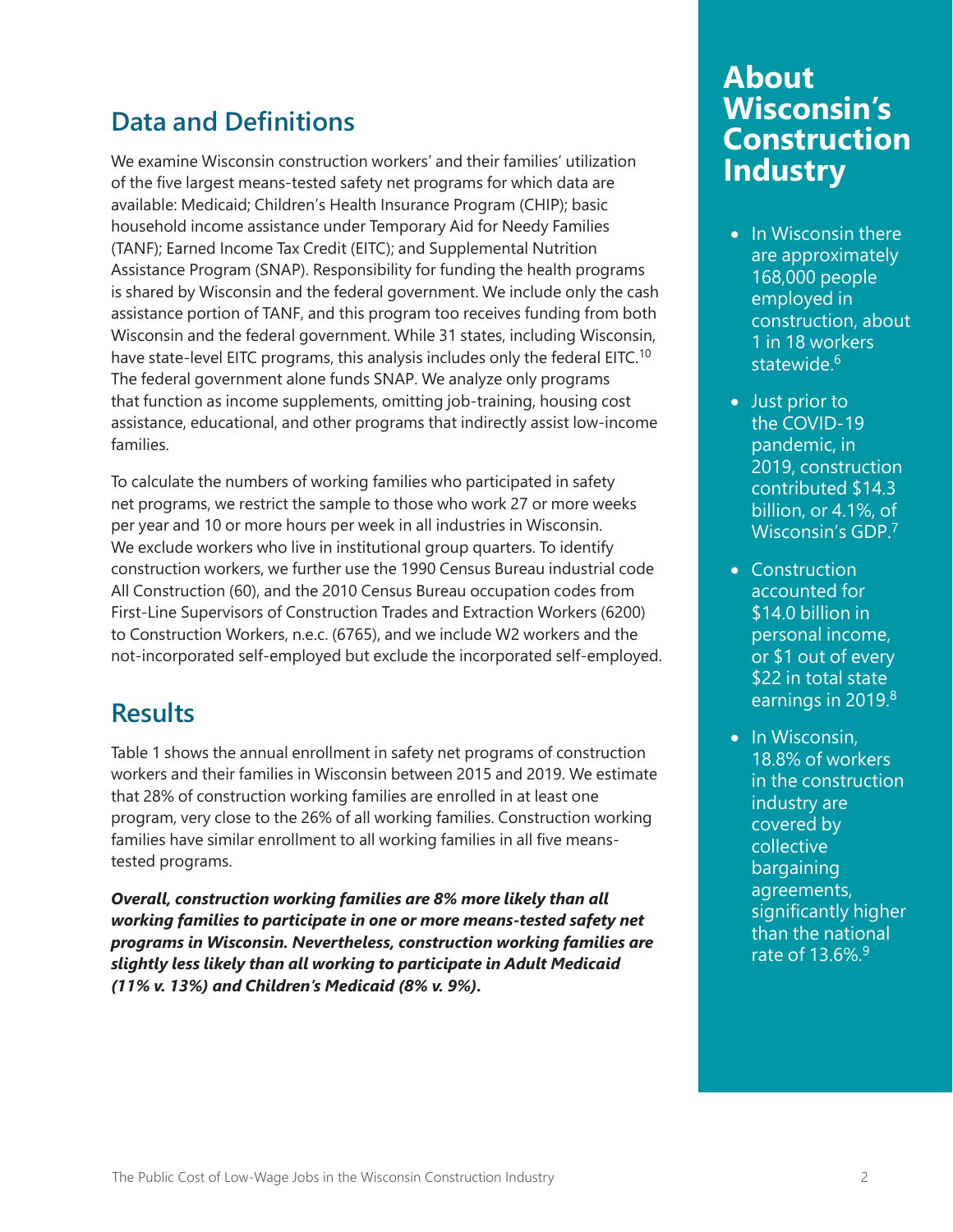## Data and Definitions

We examine Wisconsin construction workers' and their families' utilization of the five largest means-tested safety net programs for which data are available: Medicaid; Children's Health Insurance Program (CHIP); basic household income assistance under Temporary Aid for Needy Families (TANF); Earned Income Tax Credit (EITC); and Supplemental Nutrition Assistance Program (SNAP). Responsibility for funding the health programs is shared by Wisconsin and the federal government. We include only the cash assistance portion of TANF, and this program too receives funding from both Wisconsin and the federal government. While 31 states, including Wisconsin, have state-level EITC programs, this analysis includes only the federal EITC.[10] The federal government alone funds SNAP. We analyze only programs that function as income supplements, omitting job-training, housing cost assistance, educational, and other programs that indirectly assist low-income families.

To calculate the numbers of working families who participated in safety net programs, we restrict the sample to those who work 27 or more weeks per year and 10 or more hours per week in all industries in Wisconsin. We exclude workers who live in institutional group quarters. To identify construction workers, we further use the 1990 Census Bureau industrial code All Construction (60), and the 2010 Census Bureau occupation codes from First-Line Supervisors of Construction Trades and Extraction Workers (6200) to Construction Workers, n.e.c. (6765), and we include W2 workers and the not-incorporated self-employed but exclude the incorporated self-employed.

## Results

Table 1 shows the annual enrollment in safety net programs of construction workers and their families in Wisconsin between 2015 and 2019. We estimate that 28% of construction working families are enrolled in at least one program, very close to the 26% of all working families. Construction working families have similar enrollment to all working families in all five means-tested programs.

***Overall, construction working families are 8% more likely than all working families to participate in one or more means-tested safety net programs in Wisconsin. Nevertheless, construction working families are slightly less likely than all working to participate in Adult Medicaid (11% v. 13%) and Children's Medicaid (8% v. 9%).***

## About Wisconsin's Construction Industry

- In Wisconsin there are approximately 168,000 people employed in construction, about 1 in 18 workers statewide.[6]
- Just prior to the COVID-19 pandemic, in 2019, construction contributed $14.3 billion, or 4.1%, of Wisconsin's GDP.[7]
- Construction accounted for $14.0 billion in personal income, or $1 out of every $22 in total state earnings in 2019.[8]
- In Wisconsin, 18.8% of workers in the construction industry are covered by collective bargaining agreements, significantly higher than the national rate of 13.6%.[9]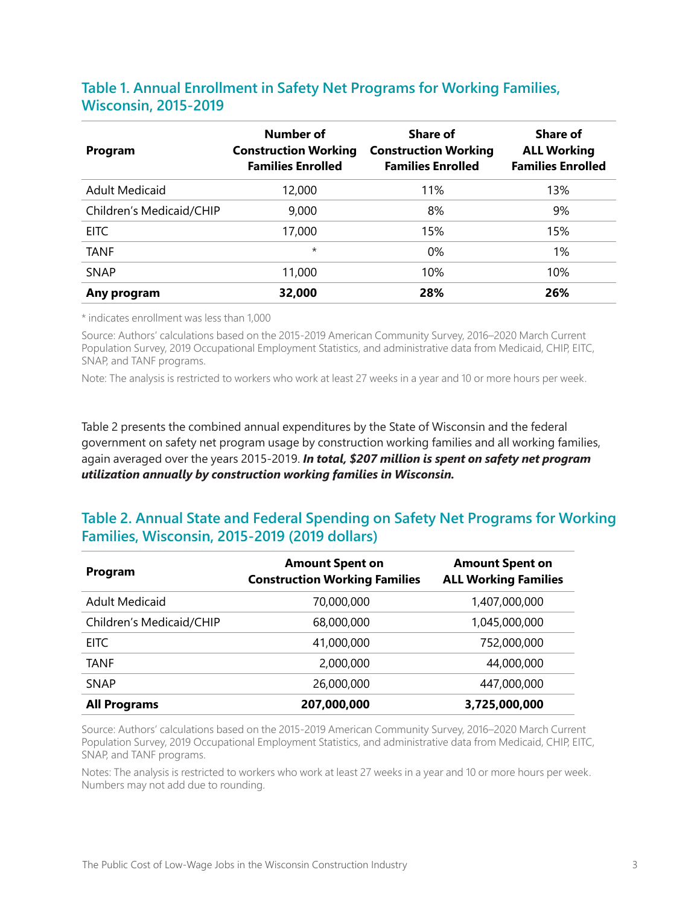### Table 1. Annual Enrollment in Safety Net Programs for Working Families, Wisconsin, 2015-2019

| Program | Number of Construction Working Families Enrolled | Share of Construction Working Families Enrolled | Share of ALL Working Families Enrolled |
|---|---|---|---|
| Adult Medicaid | 12,000 | 11% | 13% |
| Children's Medicaid/CHIP | 9,000 | 8% | 9% |
| EITC | 17,000 | 15% | 15% |
| TANF | * | 0% | 1% |
| SNAP | 11,000 | 10% | 10% |
| **Any program** | **32,000** | **28%** | **26%** |

* indicates enrollment was less than 1,000

Source: Authors' calculations based on the 2015-2019 American Community Survey, 2016–2020 March Current Population Survey, 2019 Occupational Employment Statistics, and administrative data from Medicaid, CHIP, EITC, SNAP, and TANF programs.

Note: The analysis is restricted to workers who work at least 27 weeks in a year and 10 or more hours per week.

Table 2 presents the combined annual expenditures by the State of Wisconsin and the federal government on safety net program usage by construction working families and all working families, again averaged over the years 2015-2019. ***In total, $207 million is spent on safety net program utilization annually by construction working families in Wisconsin.***

### Table 2. Annual State and Federal Spending on Safety Net Programs for Working Families, Wisconsin, 2015-2019 (2019 dollars)

| Program | Amount Spent on Construction Working Families | Amount Spent on ALL Working Families |
|---|---|---|
| Adult Medicaid | 70,000,000 | 1,407,000,000 |
| Children's Medicaid/CHIP | 68,000,000 | 1,045,000,000 |
| EITC | 41,000,000 | 752,000,000 |
| TANF | 2,000,000 | 44,000,000 |
| SNAP | 26,000,000 | 447,000,000 |
| **All Programs** | **207,000,000** | **3,725,000,000** |

Source: Authors' calculations based on the 2015-2019 American Community Survey, 2016–2020 March Current Population Survey, 2019 Occupational Employment Statistics, and administrative data from Medicaid, CHIP, EITC, SNAP, and TANF programs.

Notes: The analysis is restricted to workers who work at least 27 weeks in a year and 10 or more hours per week. Numbers may not add due to rounding.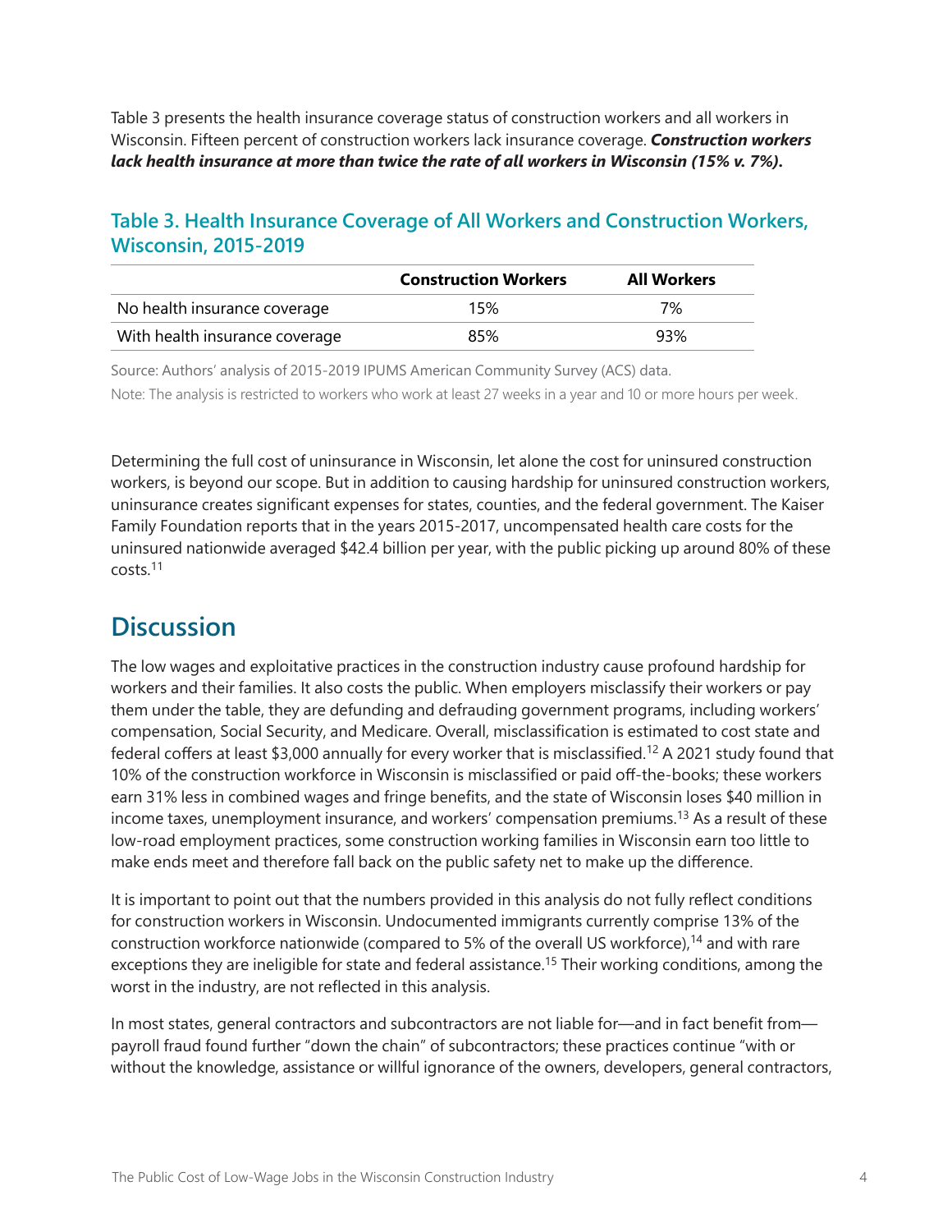Table 3 presents the health insurance coverage status of construction workers and all workers in Wisconsin. Fifteen percent of construction workers lack insurance coverage. ***Construction workers lack health insurance at more than twice the rate of all workers in Wisconsin (15% v. 7%).***

### Table 3. Health Insurance Coverage of All Workers and Construction Workers, Wisconsin, 2015-2019

| | Construction Workers | All Workers |
|---|---|---|
| No health insurance coverage | 15% | 7% |
| With health insurance coverage | 85% | 93% |

Source: Authors' analysis of 2015-2019 IPUMS American Community Survey (ACS) data.

Note: The analysis is restricted to workers who work at least 27 weeks in a year and 10 or more hours per week.

Determining the full cost of uninsurance in Wisconsin, let alone the cost for uninsured construction workers, is beyond our scope. But in addition to causing hardship for uninsured construction workers, uninsurance creates significant expenses for states, counties, and the federal government. The Kaiser Family Foundation reports that in the years 2015-2017, uncompensated health care costs for the uninsured nationwide averaged $42.4 billion per year, with the public picking up around 80% of these costs.[11]

## Discussion

The low wages and exploitative practices in the construction industry cause profound hardship for workers and their families. It also costs the public. When employers misclassify their workers or pay them under the table, they are defunding and defrauding government programs, including workers' compensation, Social Security, and Medicare. Overall, misclassification is estimated to cost state and federal coffers at least $3,000 annually for every worker that is misclassified.[12] A 2021 study found that 10% of the construction workforce in Wisconsin is misclassified or paid off-the-books; these workers earn 31% less in combined wages and fringe benefits, and the state of Wisconsin loses $40 million in income taxes, unemployment insurance, and workers' compensation premiums.[13] As a result of these low-road employment practices, some construction working families in Wisconsin earn too little to make ends meet and therefore fall back on the public safety net to make up the difference.

It is important to point out that the numbers provided in this analysis do not fully reflect conditions for construction workers in Wisconsin. Undocumented immigrants currently comprise 13% of the construction workforce nationwide (compared to 5% of the overall US workforce),[14] and with rare exceptions they are ineligible for state and federal assistance.[15] Their working conditions, among the worst in the industry, are not reflected in this analysis.

In most states, general contractors and subcontractors are not liable for—and in fact benefit from—payroll fraud found further "down the chain" of subcontractors; these practices continue "with or without the knowledge, assistance or willful ignorance of the owners, developers, general contractors,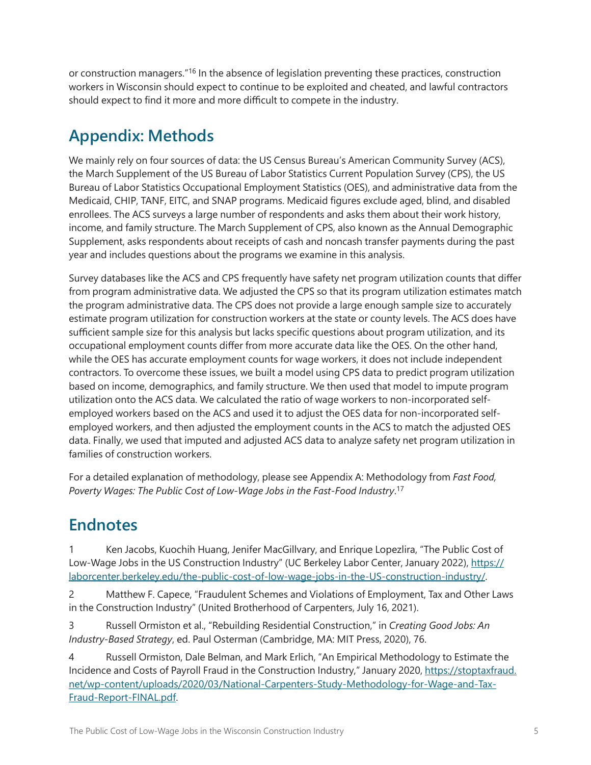or construction managers."[16] In the absence of legislation preventing these practices, construction workers in Wisconsin should expect to continue to be exploited and cheated, and lawful contractors should expect to find it more and more difficult to compete in the industry.

## Appendix: Methods

We mainly rely on four sources of data: the US Census Bureau's American Community Survey (ACS), the March Supplement of the US Bureau of Labor Statistics Current Population Survey (CPS), the US Bureau of Labor Statistics Occupational Employment Statistics (OES), and administrative data from the Medicaid, CHIP, TANF, EITC, and SNAP programs. Medicaid figures exclude aged, blind, and disabled enrollees. The ACS surveys a large number of respondents and asks them about their work history, income, and family structure. The March Supplement of CPS, also known as the Annual Demographic Supplement, asks respondents about receipts of cash and noncash transfer payments during the past year and includes questions about the programs we examine in this analysis.

Survey databases like the ACS and CPS frequently have safety net program utilization counts that differ from program administrative data. We adjusted the CPS so that its program utilization estimates match the program administrative data. The CPS does not provide a large enough sample size to accurately estimate program utilization for construction workers at the state or county levels. The ACS does have sufficient sample size for this analysis but lacks specific questions about program utilization, and its occupational employment counts differ from more accurate data like the OES. On the other hand, while the OES has accurate employment counts for wage workers, it does not include independent contractors. To overcome these issues, we built a model using CPS data to predict program utilization based on income, demographics, and family structure. We then used that model to impute program utilization onto the ACS data. We calculated the ratio of wage workers to non-incorporated self-employed workers based on the ACS and used it to adjust the OES data for non-incorporated self-employed workers, and then adjusted the employment counts in the ACS to match the adjusted OES data. Finally, we used that imputed and adjusted ACS data to analyze safety net program utilization in families of construction workers.

For a detailed explanation of methodology, please see Appendix A: Methodology from *Fast Food, Poverty Wages: The Public Cost of Low-Wage Jobs in the Fast-Food Industry*.[17]

## Endnotes

1 Ken Jacobs, Kuochih Huang, Jenifer MacGillvary, and Enrique Lopezlira, "The Public Cost of Low-Wage Jobs in the US Construction Industry" (UC Berkeley Labor Center, January 2022), https://laborcenter.berkeley.edu/the-public-cost-of-low-wage-jobs-in-the-US-construction-industry/.

2 Matthew F. Capece, "Fraudulent Schemes and Violations of Employment, Tax and Other Laws in the Construction Industry" (United Brotherhood of Carpenters, July 16, 2021).

3 Russell Ormiston et al., "Rebuilding Residential Construction," in *Creating Good Jobs: An Industry-Based Strategy*, ed. Paul Osterman (Cambridge, MA: MIT Press, 2020), 76.

4 Russell Ormiston, Dale Belman, and Mark Erlich, "An Empirical Methodology to Estimate the Incidence and Costs of Payroll Fraud in the Construction Industry," January 2020, https://stoptaxfraud.net/wp-content/uploads/2020/03/National-Carpenters-Study-Methodology-for-Wage-and-Tax-Fraud-Report-FINAL.pdf.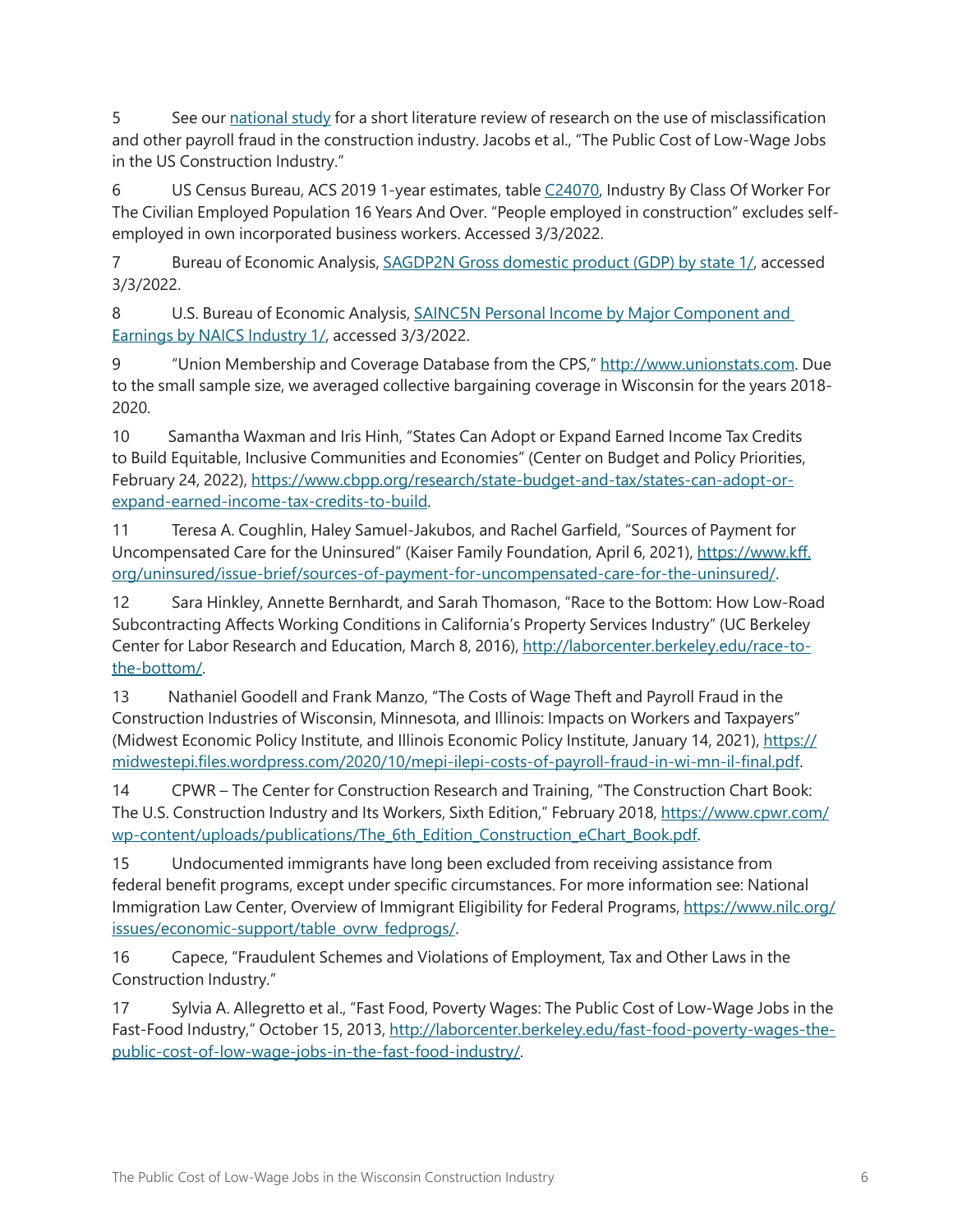5 See our [national study](#) for a short literature review of research on the use of misclassification and other payroll fraud in the construction industry. Jacobs et al., "The Public Cost of Low-Wage Jobs in the US Construction Industry."

6 US Census Bureau, ACS 2019 1-year estimates, table C24070, Industry By Class Of Worker For The Civilian Employed Population 16 Years And Over. "People employed in construction" excludes self-employed in own incorporated business workers. Accessed 3/3/2022.

7 Bureau of Economic Analysis, SAGDP2N Gross domestic product (GDP) by state 1/, accessed 3/3/2022.

8 U.S. Bureau of Economic Analysis, SAINC5N Personal Income by Major Component and Earnings by NAICS Industry 1/, accessed 3/3/2022.

9 "Union Membership and Coverage Database from the CPS," http://www.unionstats.com. Due to the small sample size, we averaged collective bargaining coverage in Wisconsin for the years 2018-2020.

10 Samantha Waxman and Iris Hinh, "States Can Adopt or Expand Earned Income Tax Credits to Build Equitable, Inclusive Communities and Economies" (Center on Budget and Policy Priorities, February 24, 2022), https://www.cbpp.org/research/state-budget-and-tax/states-can-adopt-or-expand-earned-income-tax-credits-to-build.

11 Teresa A. Coughlin, Haley Samuel-Jakubos, and Rachel Garfield, "Sources of Payment for Uncompensated Care for the Uninsured" (Kaiser Family Foundation, April 6, 2021), https://www.kff.org/uninsured/issue-brief/sources-of-payment-for-uncompensated-care-for-the-uninsured/.

12 Sara Hinkley, Annette Bernhardt, and Sarah Thomason, "Race to the Bottom: How Low-Road Subcontracting Affects Working Conditions in California's Property Services Industry" (UC Berkeley Center for Labor Research and Education, March 8, 2016), http://laborcenter.berkeley.edu/race-to-the-bottom/.

13 Nathaniel Goodell and Frank Manzo, "The Costs of Wage Theft and Payroll Fraud in the Construction Industries of Wisconsin, Minnesota, and Illinois: Impacts on Workers and Taxpayers" (Midwest Economic Policy Institute, and Illinois Economic Policy Institute, January 14, 2021), https://midwestepi.files.wordpress.com/2020/10/mepi-ilepi-costs-of-payroll-fraud-in-wi-mn-il-final.pdf.

14 CPWR – The Center for Construction Research and Training, "The Construction Chart Book: The U.S. Construction Industry and Its Workers, Sixth Edition," February 2018, https://www.cpwr.com/wp-content/uploads/publications/The_6th_Edition_Construction_eChart_Book.pdf.

15 Undocumented immigrants have long been excluded from receiving assistance from federal benefit programs, except under specific circumstances. For more information see: National Immigration Law Center, Overview of Immigrant Eligibility for Federal Programs, https://www.nilc.org/issues/economic-support/table_ovrw_fedprogs/.

16 Capece, "Fraudulent Schemes and Violations of Employment, Tax and Other Laws in the Construction Industry."

17 Sylvia A. Allegretto et al., "Fast Food, Poverty Wages: The Public Cost of Low-Wage Jobs in the Fast-Food Industry," October 15, 2013, http://laborcenter.berkeley.edu/fast-food-poverty-wages-the-public-cost-of-low-wage-jobs-in-the-fast-food-industry/.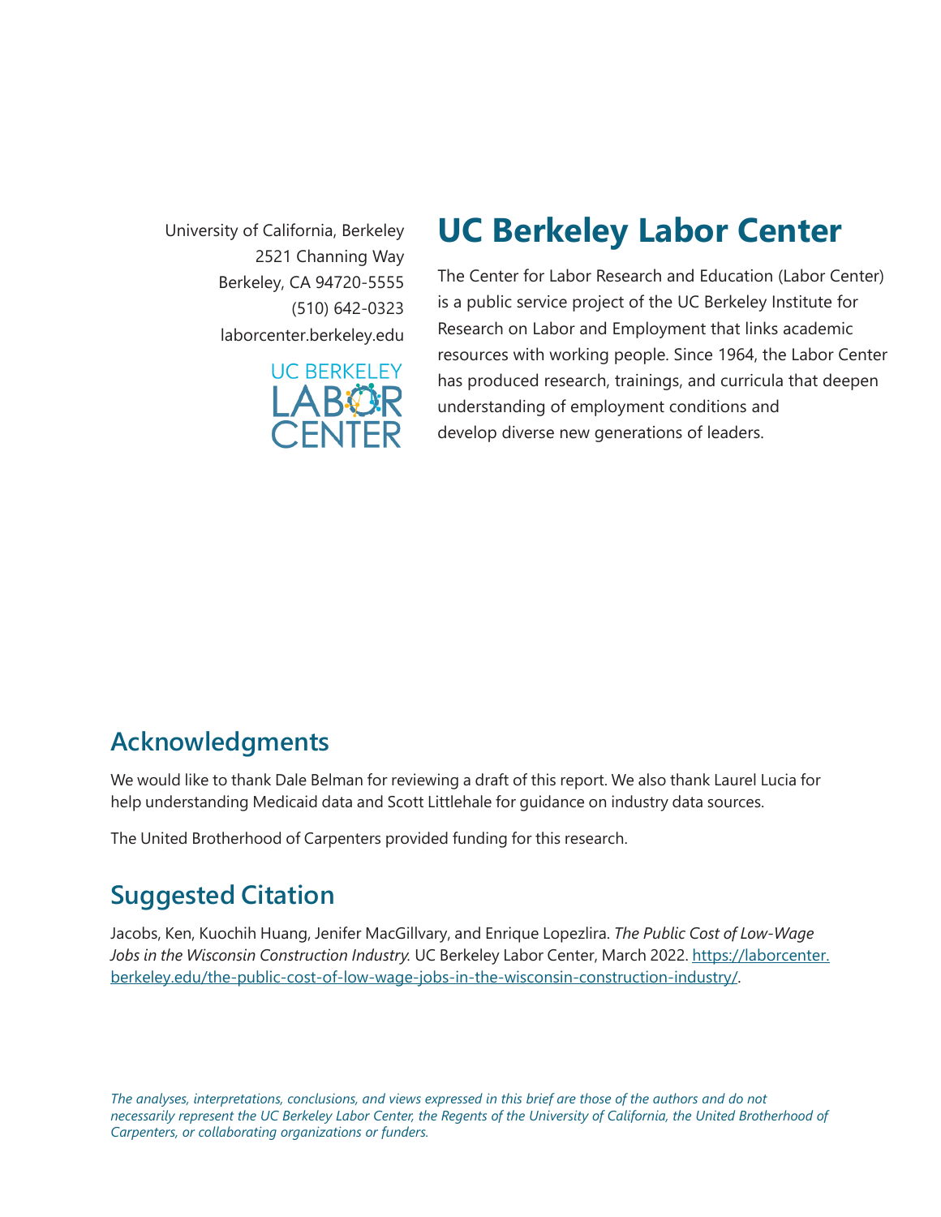University of California, Berkeley
2521 Channing Way
Berkeley, CA 94720-5555
(510) 642-0323
laborcenter.berkeley.edu

UC BERKELEY LABOR CENTER

# UC Berkeley Labor Center

The Center for Labor Research and Education (Labor Center) is a public service project of the UC Berkeley Institute for Research on Labor and Employment that links academic resources with working people. Since 1964, the Labor Center has produced research, trainings, and curricula that deepen understanding of employment conditions and develop diverse new generations of leaders.

## Acknowledgments

We would like to thank Dale Belman for reviewing a draft of this report. We also thank Laurel Lucia for help understanding Medicaid data and Scott Littlehale for guidance on industry data sources.

The United Brotherhood of Carpenters provided funding for this research.

## Suggested Citation

Jacobs, Ken, Kuochih Huang, Jenifer MacGillvary, and Enrique Lopezlira. *The Public Cost of Low-Wage Jobs in the Wisconsin Construction Industry.* UC Berkeley Labor Center, March 2022. [https://laborcenter.berkeley.edu/the-public-cost-of-low-wage-jobs-in-the-wisconsin-construction-industry/](https://laborcenter.berkeley.edu/the-public-cost-of-low-wage-jobs-in-the-wisconsin-construction-industry/).

*The analyses, interpretations, conclusions, and views expressed in this brief are those of the authors and do not necessarily represent the UC Berkeley Labor Center, the Regents of the University of California, the United Brotherhood of Carpenters, or collaborating organizations or funders.*